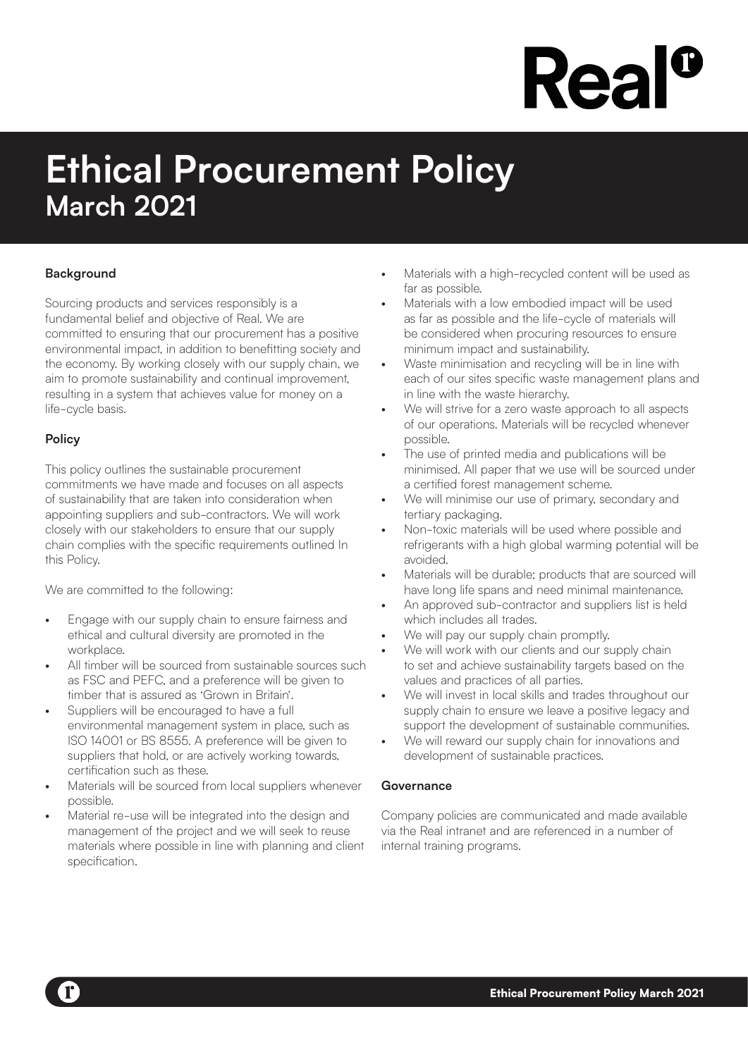# Ethical Procurement Policy
## March 2021

**Background**

Sourcing products and services responsibly is a fundamental belief and objective of Real. We are committed to ensuring that our procurement has a positive environmental impact, in addition to benefitting society and the economy. By working closely with our supply chain, we aim to promote sustainability and continual improvement, resulting in a system that achieves value for money on a life-cycle basis.

**Policy**

This policy outlines the sustainable procurement commitments we have made and focuses on all aspects of sustainability that are taken into consideration when appointing suppliers and sub-contractors. We will work closely with our stakeholders to ensure that our supply chain complies with the specific requirements outlined In this Policy.

We are committed to the following:

- Engage with our supply chain to ensure fairness and ethical and cultural diversity are promoted in the workplace.
- All timber will be sourced from sustainable sources such as FSC and PEFC, and a preference will be given to timber that is assured as 'Grown in Britain'.
- Suppliers will be encouraged to have a full environmental management system in place, such as ISO 14001 or BS 8555. A preference will be given to suppliers that hold, or are actively working towards, certification such as these.
- Materials will be sourced from local suppliers whenever possible.
- Material re-use will be integrated into the design and management of the project and we will seek to reuse materials where possible in line with planning and client specification.
- Materials with a high-recycled content will be used as far as possible.
- Materials with a low embodied impact will be used as far as possible and the life-cycle of materials will be considered when procuring resources to ensure minimum impact and sustainability.
- Waste minimisation and recycling will be in line with each of our sites specific waste management plans and in line with the waste hierarchy.
- We will strive for a zero waste approach to all aspects of our operations. Materials will be recycled whenever possible.
- The use of printed media and publications will be minimised. All paper that we use will be sourced under a certified forest management scheme.
- We will minimise our use of primary, secondary and tertiary packaging.
- Non-toxic materials will be used where possible and refrigerants with a high global warming potential will be avoided.
- Materials will be durable; products that are sourced will have long life spans and need minimal maintenance.
- An approved sub-contractor and suppliers list is held which includes all trades.
- We will pay our supply chain promptly.
- We will work with our clients and our supply chain to set and achieve sustainability targets based on the values and practices of all parties.
- We will invest in local skills and trades throughout our supply chain to ensure we leave a positive legacy and support the development of sustainable communities.
- We will reward our supply chain for innovations and development of sustainable practices.

**Governance**

Company policies are communicated and made available via the Real intranet and are referenced in a number of internal training programs.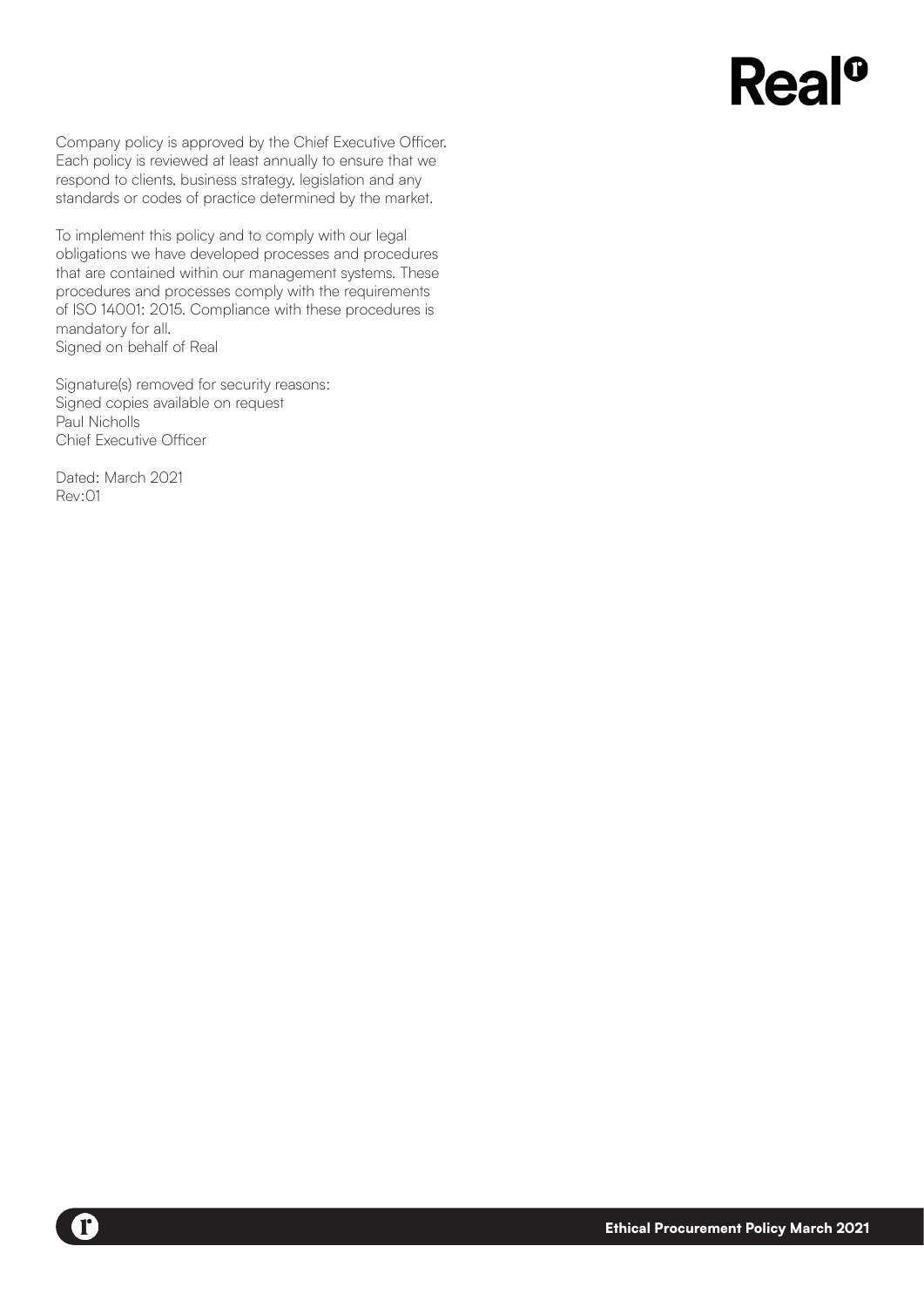Company policy is approved by the Chief Executive Officer. Each policy is reviewed at least annually to ensure that we respond to clients, business strategy, legislation and any standards or codes of practice determined by the market.

To implement this policy and to comply with our legal obligations we have developed processes and procedures that are contained within our management systems. These procedures and processes comply with the requirements of ISO 14001: 2015. Compliance with these procedures is mandatory for all.
Signed on behalf of Real

Signature(s) removed for security reasons:
Signed copies available on request
Paul Nicholls
Chief Executive Officer

Dated: March 2021
Rev:01